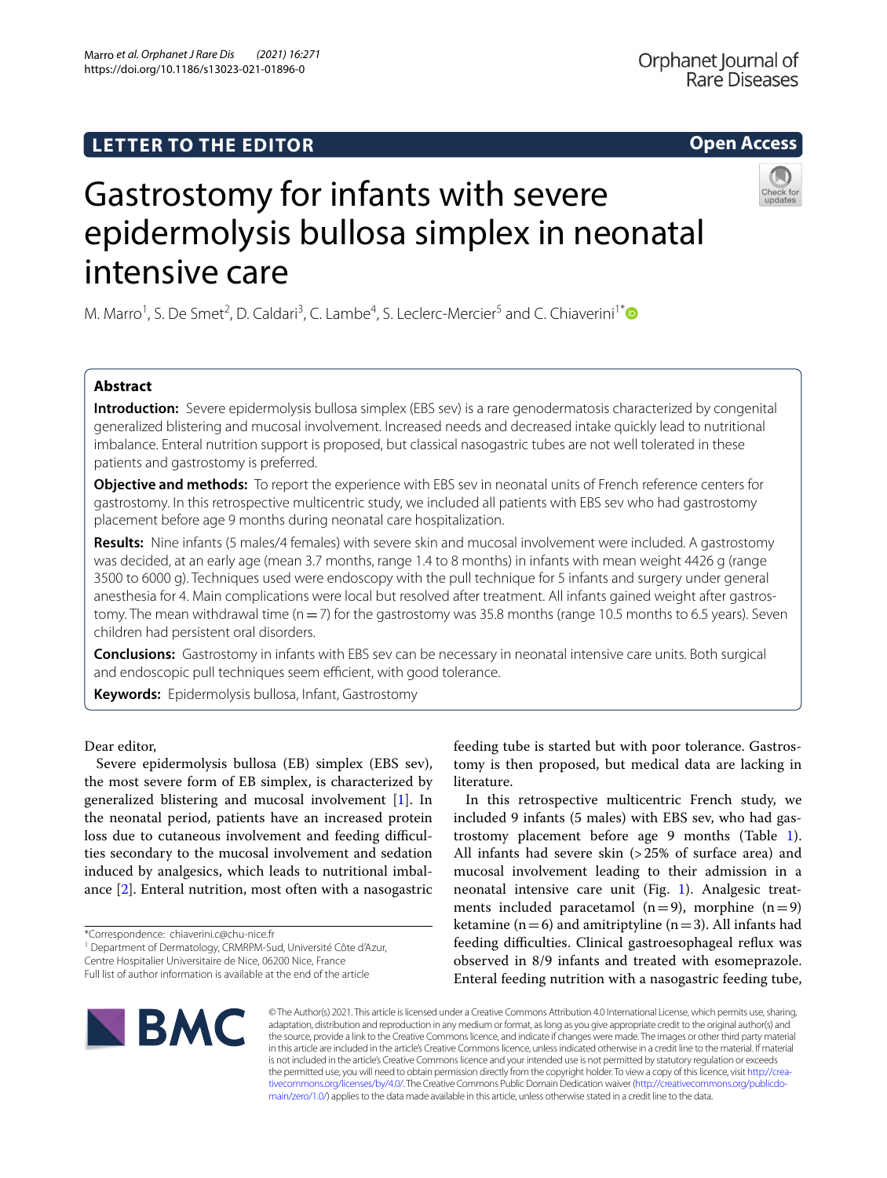LETTER TO THE EDITOR

Open Access

# Gastrostomy for infants with severe epidermolysis bullosa simplex in neonatal intensive care

M. Marro[1], S. De Smet[2], D. Caldari[3], C. Lambe[4], S. Leclerc‑Mercier[5] and C. Chiaverini[1*]

## Abstract

**Introduction:** Severe epidermolysis bullosa simplex (EBS sev) is a rare genodermatosis characterized by congenital generalized blistering and mucosal involvement. Increased needs and decreased intake quickly lead to nutritional imbalance. Enteral nutrition support is proposed, but classical nasogastric tubes are not well tolerated in these patients and gastrostomy is preferred.

**Objective and methods:** To report the experience with EBS sev in neonatal units of French reference centers for gastrostomy. In this retrospective multicentric study, we included all patients with EBS sev who had gastrostomy placement before age 9 months during neonatal care hospitalization.

**Results:** Nine infants (5 males/4 females) with severe skin and mucosal involvement were included. A gastrostomy was decided, at an early age (mean 3.7 months, range 1.4 to 8 months) in infants with mean weight 4426 g (range 3500 to 6000 g). Techniques used were endoscopy with the pull technique for 5 infants and surgery under general anesthesia for 4. Main complications were local but resolved after treatment. All infants gained weight after gastrostomy. The mean withdrawal time (n = 7) for the gastrostomy was 35.8 months (range 10.5 months to 6.5 years). Seven children had persistent oral disorders.

**Conclusions:** Gastrostomy in infants with EBS sev can be necessary in neonatal intensive care units. Both surgical and endoscopic pull techniques seem efficient, with good tolerance.

**Keywords:** Epidermolysis bullosa, Infant, Gastrostomy

Dear editor,

Severe epidermolysis bullosa (EB) simplex (EBS sev), the most severe form of EB simplex, is characterized by generalized blistering and mucosal involvement [1]. In the neonatal period, patients have an increased protein loss due to cutaneous involvement and feeding difficulties secondary to the mucosal involvement and sedation induced by analgesics, which leads to nutritional imbalance [2]. Enteral nutrition, most often with a nasogastric feeding tube is started but with poor tolerance. Gastrostomy is then proposed, but medical data are lacking in literature.

In this retrospective multicentric French study, we included 9 infants (5 males) with EBS sev, who had gastrostomy placement before age 9 months (Table 1). All infants had severe skin (> 25% of surface area) and mucosal involvement leading to their admission in a neonatal intensive care unit (Fig. 1). Analgesic treatments included paracetamol (n = 9), morphine (n = 9) ketamine (n = 6) and amitriptyline (n = 3). All infants had feeding difficulties. Clinical gastroesophageal reflux was observed in 8/9 infants and treated with esomeprazole. Enteral feeding nutrition with a nasogastric feeding tube,

*Correspondence: chiaverini.c@chu-nice.fr
[1] Department of Dermatology, CRMRPM-Sud, Université Côte d'Azur, Centre Hospitalier Universitaire de Nice, 06200 Nice, France
Full list of author information is available at the end of the article

© The Author(s) 2021. This article is licensed under a Creative Commons Attribution 4.0 International License, which permits use, sharing, adaptation, distribution and reproduction in any medium or format, as long as you give appropriate credit to the original author(s) and the source, provide a link to the Creative Commons licence, and indicate if changes were made. The images or other third party material in this article are included in the article's Creative Commons licence, unless indicated otherwise in a credit line to the material. If material is not included in the article's Creative Commons licence and your intended use is not permitted by statutory regulation or exceeds the permitted use, you will need to obtain permission directly from the copyright holder. To view a copy of this licence, visit http://creativecommons.org/licenses/by/4.0/. The Creative Commons Public Domain Dedication waiver (http://creativecommons.org/publicdomain/zero/1.0/) applies to the data made available in this article, unless otherwise stated in a credit line to the data.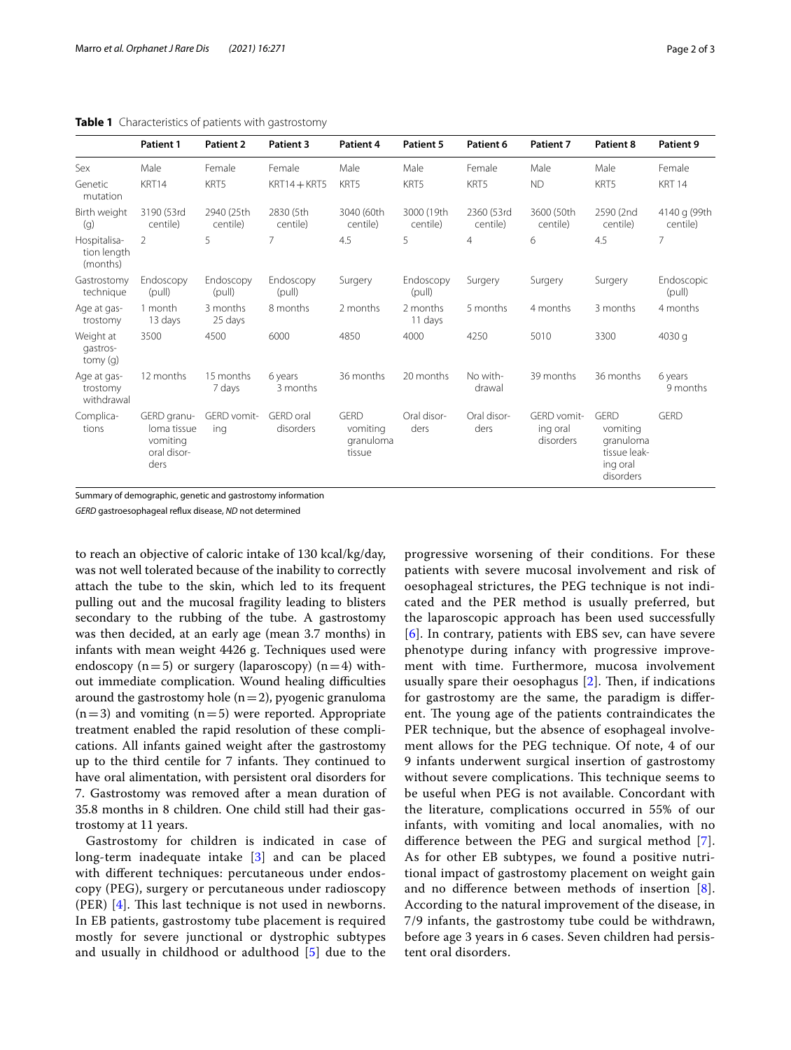**Table 1** Characteristics of patients with gastrostomy

| | Patient 1 | Patient 2 | Patient 3 | Patient 4 | Patient 5 | Patient 6 | Patient 7 | Patient 8 | Patient 9 |
|---|---|---|---|---|---|---|---|---|---|
| Sex | Male | Female | Female | Male | Male | Female | Male | Male | Female |
| Genetic mutation | KRT14 | KRT5 | KRT14 + KRT5 | KRT5 | KRT5 | KRT5 | ND | KRT5 | KRT 14 |
| Birth weight (g) | 3190 (53rd centile) | 2940 (25th centile) | 2830 (5th centile) | 3040 (60th centile) | 3000 (19th centile) | 2360 (53rd centile) | 3600 (50th centile) | 2590 (2nd centile) | 4140 g (99th centile) |
| Hospitalisation length (months) | 2 | 5 | 7 | 4.5 | 5 | 4 | 6 | 4.5 | 7 |
| Gastrostomy technique | Endoscopy (pull) | Endoscopy (pull) | Endoscopy (pull) | Surgery | Endoscopy (pull) | Surgery | Surgery | Surgery | Endoscopic (pull) |
| Age at gastrostomy | 1 month 13 days | 3 months 25 days | 8 months | 2 months | 2 months 11 days | 5 months | 4 months | 3 months | 4 months |
| Weight at gastrostomy (g) | 3500 | 4500 | 6000 | 4850 | 4000 | 4250 | 5010 | 3300 | 4030 g |
| Age at gastrostomy withdrawal | 12 months | 15 months 7 days | 6 years 3 months | 36 months | 20 months | No withdrawal | 39 months | 36 months | 6 years 9 months |
| Complications | GERD granuloma tissue vomiting oral disorders | GERD vomiting | GERD oral disorders | GERD vomiting granuloma tissue | Oral disorders | Oral disorders | GERD vomiting oral disorders | GERD vomiting granuloma tissue leaking oral disorders | GERD |

Summary of demographic, genetic and gastrostomy information

*GERD* gastroesophageal reflux disease, *ND* not determined

to reach an objective of caloric intake of 130 kcal/kg/day, was not well tolerated because of the inability to correctly attach the tube to the skin, which led to its frequent pulling out and the mucosal fragility leading to blisters secondary to the rubbing of the tube. A gastrostomy was then decided, at an early age (mean 3.7 months) in infants with mean weight 4426 g. Techniques used were endoscopy (n = 5) or surgery (laparoscopy) (n = 4) without immediate complication. Wound healing difficulties around the gastrostomy hole (n = 2), pyogenic granuloma (n = 3) and vomiting (n = 5) were reported. Appropriate treatment enabled the rapid resolution of these complications. All infants gained weight after the gastrostomy up to the third centile for 7 infants. They continued to have oral alimentation, with persistent oral disorders for 7. Gastrostomy was removed after a mean duration of 35.8 months in 8 children. One child still had their gastrostomy at 11 years.

Gastrostomy for children is indicated in case of long-term inadequate intake [3] and can be placed with different techniques: percutaneous under endoscopy (PEG), surgery or percutaneous under radioscopy (PER) [4]. This last technique is not used in newborns. In EB patients, gastrostomy tube placement is required mostly for severe junctional or dystrophic subtypes and usually in childhood or adulthood [5] due to the progressive worsening of their conditions. For these patients with severe mucosal involvement and risk of oesophageal strictures, the PEG technique is not indicated and the PER method is usually preferred, but the laparoscopic approach has been used successfully [6]. In contrary, patients with EBS sev, can have severe phenotype during infancy with progressive improvement with time. Furthermore, mucosa involvement usually spare their oesophagus [2]. Then, if indications for gastrostomy are the same, the paradigm is different. The young age of the patients contraindicates the PER technique, but the absence of esophageal involvement allows for the PEG technique. Of note, 4 of our 9 infants underwent surgical insertion of gastrostomy without severe complications. This technique seems to be useful when PEG is not available. Concordant with the literature, complications occurred in 55% of our infants, with vomiting and local anomalies, with no difference between the PEG and surgical method [7]. As for other EB subtypes, we found a positive nutritional impact of gastrostomy placement on weight gain and no difference between methods of insertion [8]. According to the natural improvement of the disease, in 7/9 infants, the gastrostomy tube could be withdrawn, before age 3 years in 6 cases. Seven children had persistent oral disorders.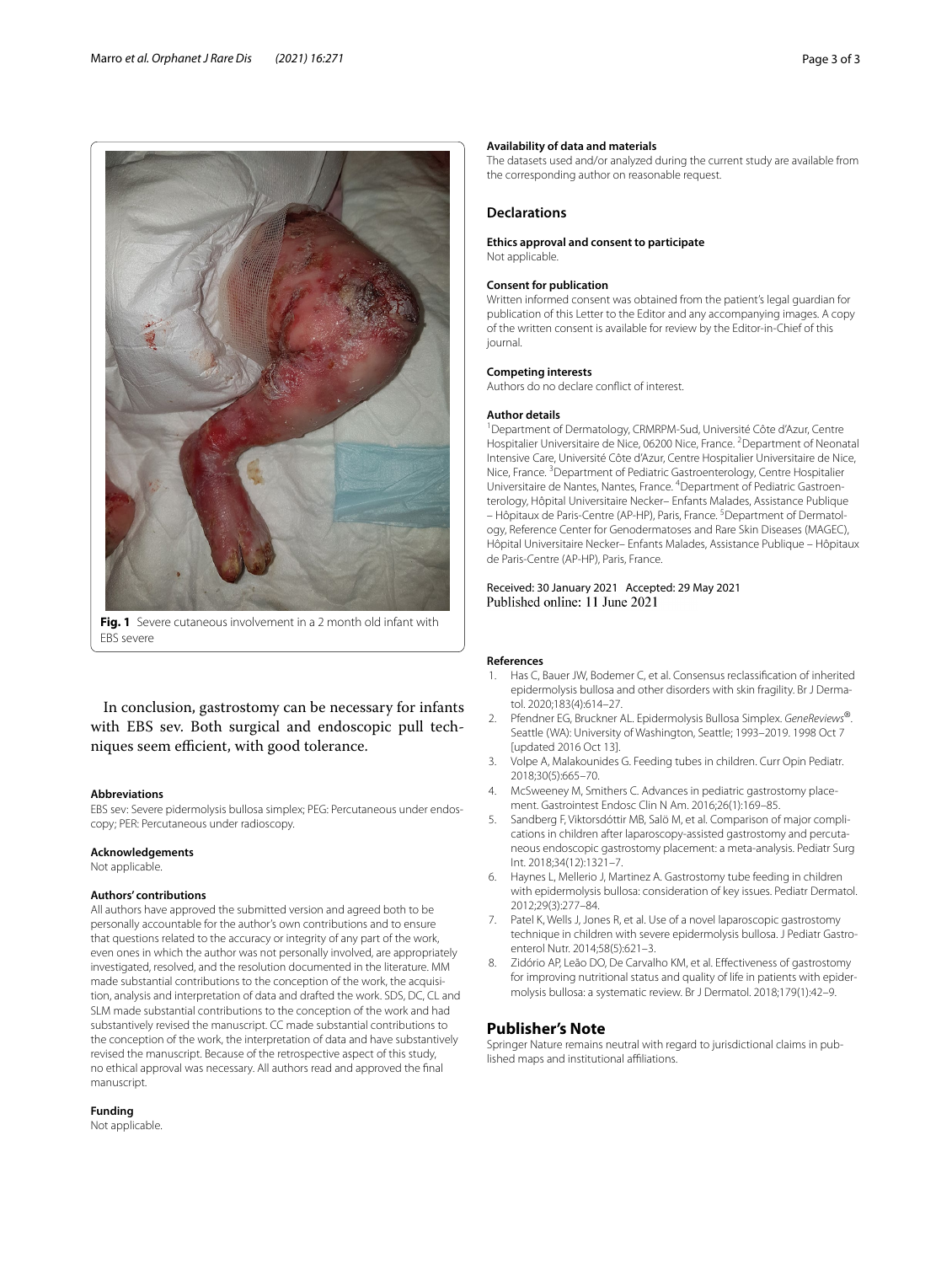**Fig. 1** Severe cutaneous involvement in a 2 month old infant with EBS severe

In conclusion, gastrostomy can be necessary for infants with EBS sev. Both surgical and endoscopic pull techniques seem efficient, with good tolerance.

#### Abbreviations

EBS sev: Severe pidermolysis bullosa simplex; PEG: Percutaneous under endoscopy; PER: Percutaneous under radioscopy.

#### Acknowledgements

Not applicable.

#### Authors' contributions

All authors have approved the submitted version and agreed both to be personally accountable for the author's own contributions and to ensure that questions related to the accuracy or integrity of any part of the work, even ones in which the author was not personally involved, are appropriately investigated, resolved, and the resolution documented in the literature. MM made substantial contributions to the conception of the work, the acquisition, analysis and interpretation of data and drafted the work. SDS, DC, CL and SLM made substantial contributions to the conception of the work and had substantively revised the manuscript. CC made substantial contributions to the conception of the work, the interpretation of data and have substantively revised the manuscript. Because of the retrospective aspect of this study, no ethical approval was necessary. All authors read and approved the final manuscript.

#### Funding

Not applicable.

#### Availability of data and materials

The datasets used and/or analyzed during the current study are available from the corresponding author on reasonable request.

## Declarations

#### Ethics approval and consent to participate

Not applicable.

#### Consent for publication

Written informed consent was obtained from the patient's legal guardian for publication of this Letter to the Editor and any accompanying images. A copy of the written consent is available for review by the Editor-in-Chief of this journal.

#### Competing interests

Authors do no declare conflict of interest.

#### Author details

[1]Department of Dermatology, CRMRPM-Sud, Université Côte d'Azur, Centre Hospitalier Universitaire de Nice, 06200 Nice, France. [2]Department of Neonatal Intensive Care, Université Côte d'Azur, Centre Hospitalier Universitaire de Nice, Nice, France. [3]Department of Pediatric Gastroenterology, Centre Hospitalier Universitaire de Nantes, Nantes, France. [4]Department of Pediatric Gastroenterology, Hôpital Universitaire Necker– Enfants Malades, Assistance Publique – Hôpitaux de Paris-Centre (AP-HP), Paris, France. [5]Department of Dermatology, Reference Center for Genodermatoses and Rare Skin Diseases (MAGEC), Hôpital Universitaire Necker– Enfants Malades, Assistance Publique – Hôpitaux de Paris-Centre (AP-HP), Paris, France.

Received: 30 January 2021 Accepted: 29 May 2021
Published online: 11 June 2021

## References

1. Has C, Bauer JW, Bodemer C, et al. Consensus reclassification of inherited epidermolysis bullosa and other disorders with skin fragility. Br J Dermatol. 2020;183(4):614–27.
2. Pfendner EG, Bruckner AL. Epidermolysis Bullosa Simplex. *GeneReviews®*. Seattle (WA): University of Washington, Seattle; 1993–2019. 1998 Oct 7 [updated 2016 Oct 13].
3. Volpe A, Malakounides G. Feeding tubes in children. Curr Opin Pediatr. 2018;30(5):665–70.
4. McSweeney M, Smithers C. Advances in pediatric gastrostomy placement. Gastrointest Endosc Clin N Am. 2016;26(1):169–85.
5. Sandberg F, Viktorsdóttir MB, Salö M, et al. Comparison of major complications in children after laparoscopy-assisted gastrostomy and percutaneous endoscopic gastrostomy placement: a meta-analysis. Pediatr Surg Int. 2018;34(12):1321–7.
6. Haynes L, Mellerio J, Martinez A. Gastrostomy tube feeding in children with epidermolysis bullosa: consideration of key issues. Pediatr Dermatol. 2012;29(3):277–84.
7. Patel K, Wells J, Jones R, et al. Use of a novel laparoscopic gastrostomy technique in children with severe epidermolysis bullosa. J Pediatr Gastroenterol Nutr. 2014;58(5):621–3.
8. Zidório AP, Leão DO, De Carvalho KM, et al. Effectiveness of gastrostomy for improving nutritional status and quality of life in patients with epidermolysis bullosa: a systematic review. Br J Dermatol. 2018;179(1):42–9.

## Publisher's Note

Springer Nature remains neutral with regard to jurisdictional claims in published maps and institutional affiliations.